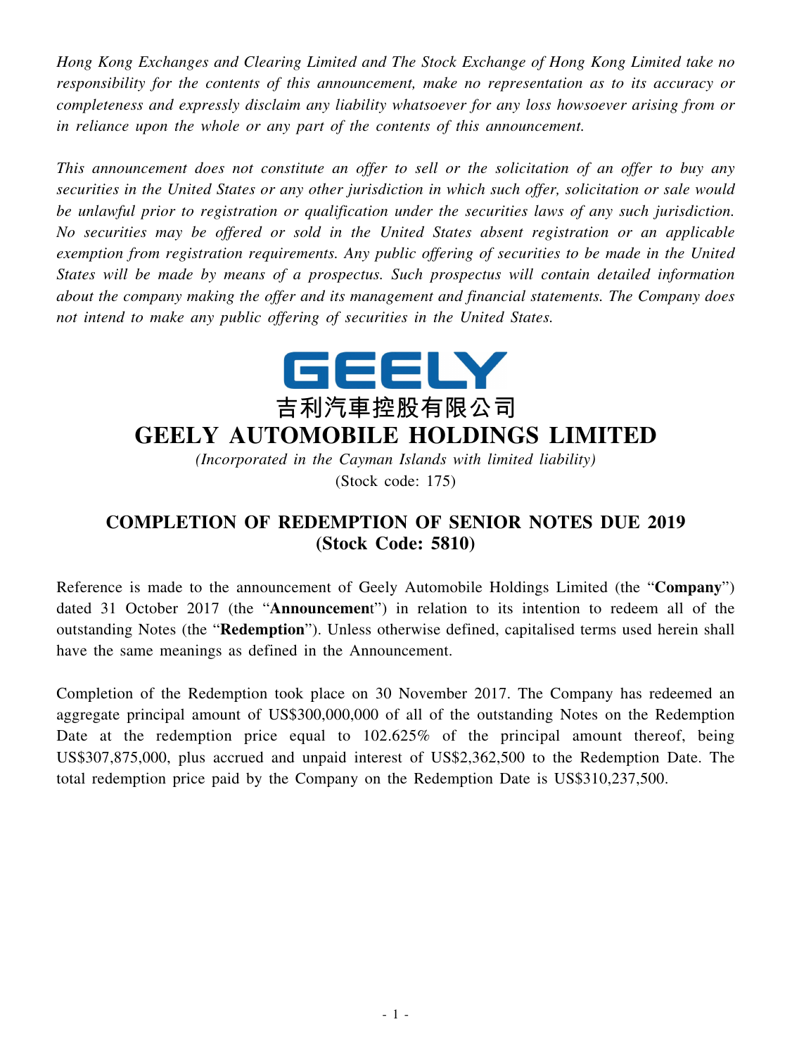*Hong Kong Exchanges and Clearing Limited and The Stock Exchange of Hong Kong Limited take no responsibility for the contents of this announcement, make no representation as to its accuracy or completeness and expressly disclaim any liability whatsoever for any loss howsoever arising from or in reliance upon the whole or any part of the contents of this announcement.*

*This announcement does not constitute an offer to sell or the solicitation of an offer to buy any securities in the United States or any other jurisdiction in which such offer, solicitation or sale would be unlawful prior to registration or qualification under the securities laws of any such jurisdiction. No securities may be offered or sold in the United States absent registration or an applicable exemption from registration requirements. Any public offering of securities to be made in the United States will be made by means of a prospectus. Such prospectus will contain detailed information about the company making the offer and its management and financial statements. The Company does not intend to make any public offering of securities in the United States.*

GEELY

吉利汽車控股有限公司

# GEELY AUTOMOBILE HOLDINGS LIMITED

*(Incorporated in the Cayman Islands with limited liability)*

(Stock code: 175)

## COMPLETION OF REDEMPTION OF SENIOR NOTES DUE 2019 (Stock Code: 5810)

Reference is made to the announcement of Geely Automobile Holdings Limited (the "**Company**") dated 31 October 2017 (the "**Announcemen**t") in relation to its intention to redeem all of the outstanding Notes (the "**Redemption**"). Unless otherwise defined, capitalised terms used herein shall have the same meanings as defined in the Announcement.

Completion of the Redemption took place on 30 November 2017. The Company has redeemed an aggregate principal amount of US$300,000,000 of all of the outstanding Notes on the Redemption Date at the redemption price equal to 102.625% of the principal amount thereof, being US$307,875,000, plus accrued and unpaid interest of US$2,362,500 to the Redemption Date. The total redemption price paid by the Company on the Redemption Date is US$310,237,500.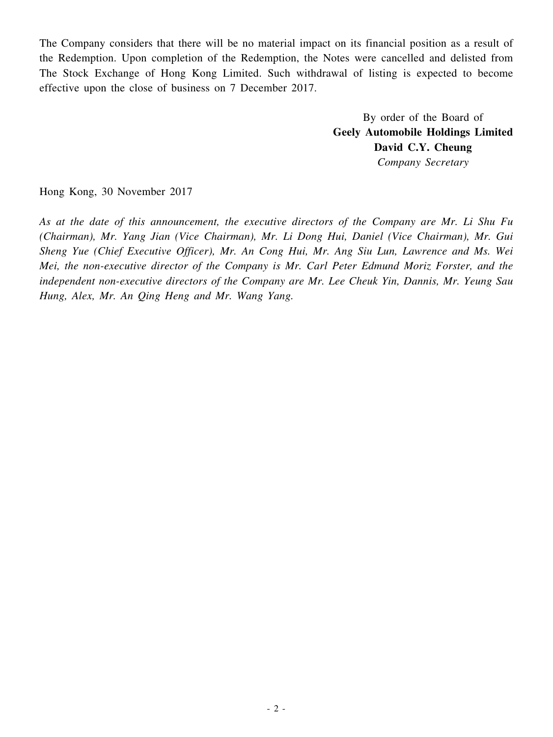The Company considers that there will be no material impact on its financial position as a result of the Redemption. Upon completion of the Redemption, the Notes were cancelled and delisted from The Stock Exchange of Hong Kong Limited. Such withdrawal of listing is expected to become effective upon the close of business on 7 December 2017.

By order of the Board of
**Geely Automobile Holdings Limited**
**David C.Y. Cheung**
*Company Secretary*

Hong Kong, 30 November 2017

*As at the date of this announcement, the executive directors of the Company are Mr. Li Shu Fu (Chairman), Mr. Yang Jian (Vice Chairman), Mr. Li Dong Hui, Daniel (Vice Chairman), Mr. Gui Sheng Yue (Chief Executive Officer), Mr. An Cong Hui, Mr. Ang Siu Lun, Lawrence and Ms. Wei Mei, the non-executive director of the Company is Mr. Carl Peter Edmund Moriz Forster, and the independent non-executive directors of the Company are Mr. Lee Cheuk Yin, Dannis, Mr. Yeung Sau Hung, Alex, Mr. An Qing Heng and Mr. Wang Yang.*